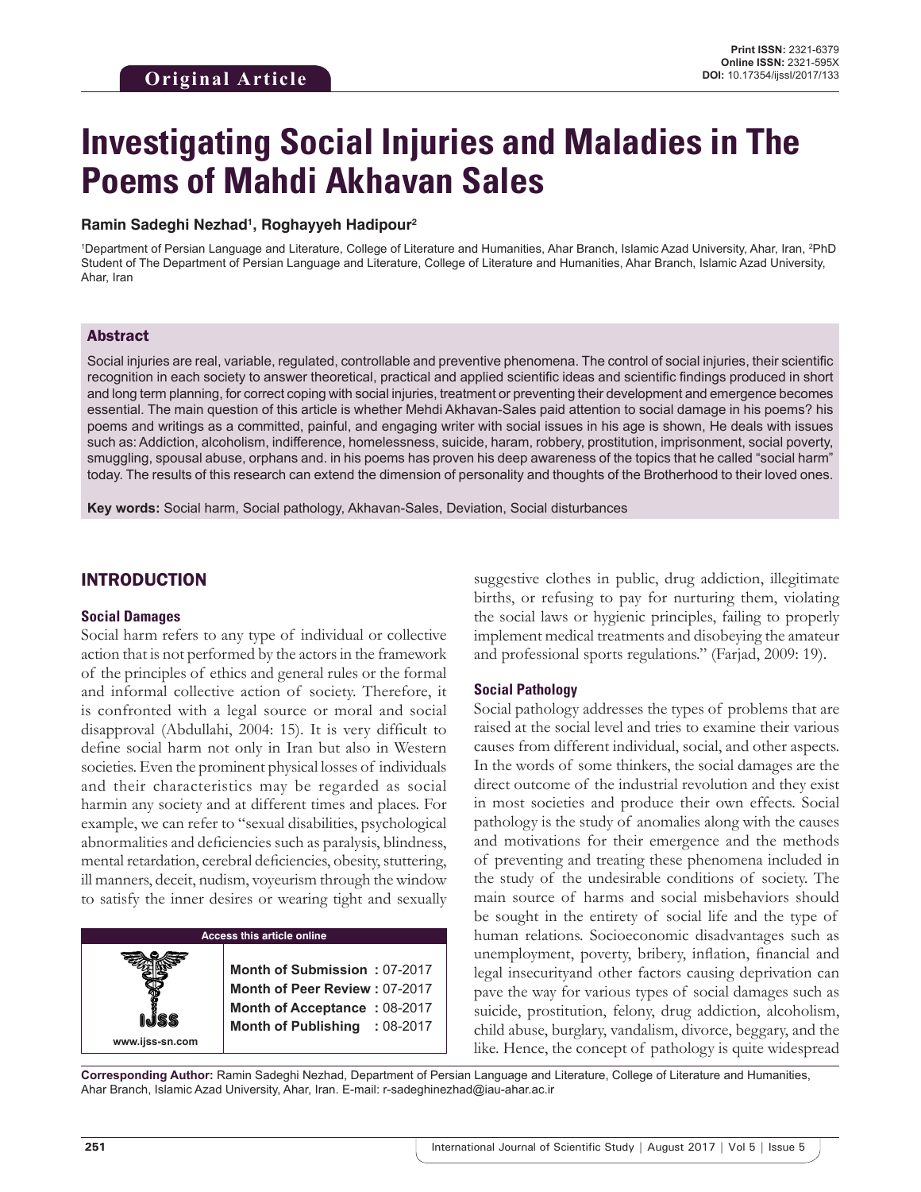Original Article

Print ISSN: 2321-6379
Online ISSN: 2321-595X
DOI: 10.17354/ijssI/2017/133

# Investigating Social Injuries and Maladies in The Poems of Mahdi Akhavan Sales

**Ramin Sadeghi Nezhad[1], Roghayyeh Hadipour[2]**

[1]Department of Persian Language and Literature, College of Literature and Humanities, Ahar Branch, Islamic Azad University, Ahar, Iran, [2]PhD Student of The Department of Persian Language and Literature, College of Literature and Humanities, Ahar Branch, Islamic Azad University, Ahar, Iran

## Abstract

Social injuries are real, variable, regulated, controllable and preventive phenomena. The control of social injuries, their scientific recognition in each society to answer theoretical, practical and applied scientific ideas and scientific findings produced in short and long term planning, for correct coping with social injuries, treatment or preventing their development and emergence becomes essential. The main question of this article is whether Mehdi Akhavan-Sales paid attention to social damage in his poems? his poems and writings as a committed, painful, and engaging writer with social issues in his age is shown, He deals with issues such as: Addiction, alcoholism, indifference, homelessness, suicide, haram, robbery, prostitution, imprisonment, social poverty, smuggling, spousal abuse, orphans and. in his poems has proven his deep awareness of the topics that he called "social harm" today. The results of this research can extend the dimension of personality and thoughts of the Brotherhood to their loved ones.

**Key words:** Social harm, Social pathology, Akhavan-Sales, Deviation, Social disturbances

## INTRODUCTION

### Social Damages

Social harm refers to any type of individual or collective action that is not performed by the actors in the framework of the principles of ethics and general rules or the formal and informal collective action of society. Therefore, it is confronted with a legal source or moral and social disapproval (Abdullahi, 2004: 15). It is very difficult to define social harm not only in Iran but also in Western societies. Even the prominent physical losses of individuals and their characteristics may be regarded as social harmin any society and at different times and places. For example, we can refer to "sexual disabilities, psychological abnormalities and deficiencies such as paralysis, blindness, mental retardation, cerebral deficiencies, obesity, stuttering, ill manners, deceit, nudism, voyeurism through the window to satisfy the inner desires or wearing tight and sexually suggestive clothes in public, drug addiction, illegitimate births, or refusing to pay for nurturing them, violating the social laws or hygienic principles, failing to properly implement medical treatments and disobeying the amateur and professional sports regulations." (Farjad, 2009: 19).

| Access this article online | |
|---|---|
| www.ijss-sn.com | **Month of Submission :** 07-2017<br>**Month of Peer Review :** 07-2017<br>**Month of Acceptance :** 08-2017<br>**Month of Publishing :** 08-2017 |

### Social Pathology

Social pathology addresses the types of problems that are raised at the social level and tries to examine their various causes from different individual, social, and other aspects. In the words of some thinkers, the social damages are the direct outcome of the industrial revolution and they exist in most societies and produce their own effects. Social pathology is the study of anomalies along with the causes and motivations for their emergence and the methods of preventing and treating these phenomena included in the study of the undesirable conditions of society. The main source of harms and social misbehaviors should be sought in the entirety of social life and the type of human relations. Socioeconomic disadvantages such as unemployment, poverty, bribery, inflation, financial and legal insecurityand other factors causing deprivation can pave the way for various types of social damages such as suicide, prostitution, felony, drug addiction, alcoholism, child abuse, burglary, vandalism, divorce, beggary, and the like. Hence, the concept of pathology is quite widespread

**Corresponding Author:** Ramin Sadeghi Nezhad, Department of Persian Language and Literature, College of Literature and Humanities, Ahar Branch, Islamic Azad University, Ahar, Iran. E-mail: r-sadeghinezhad@iau-ahar.ac.ir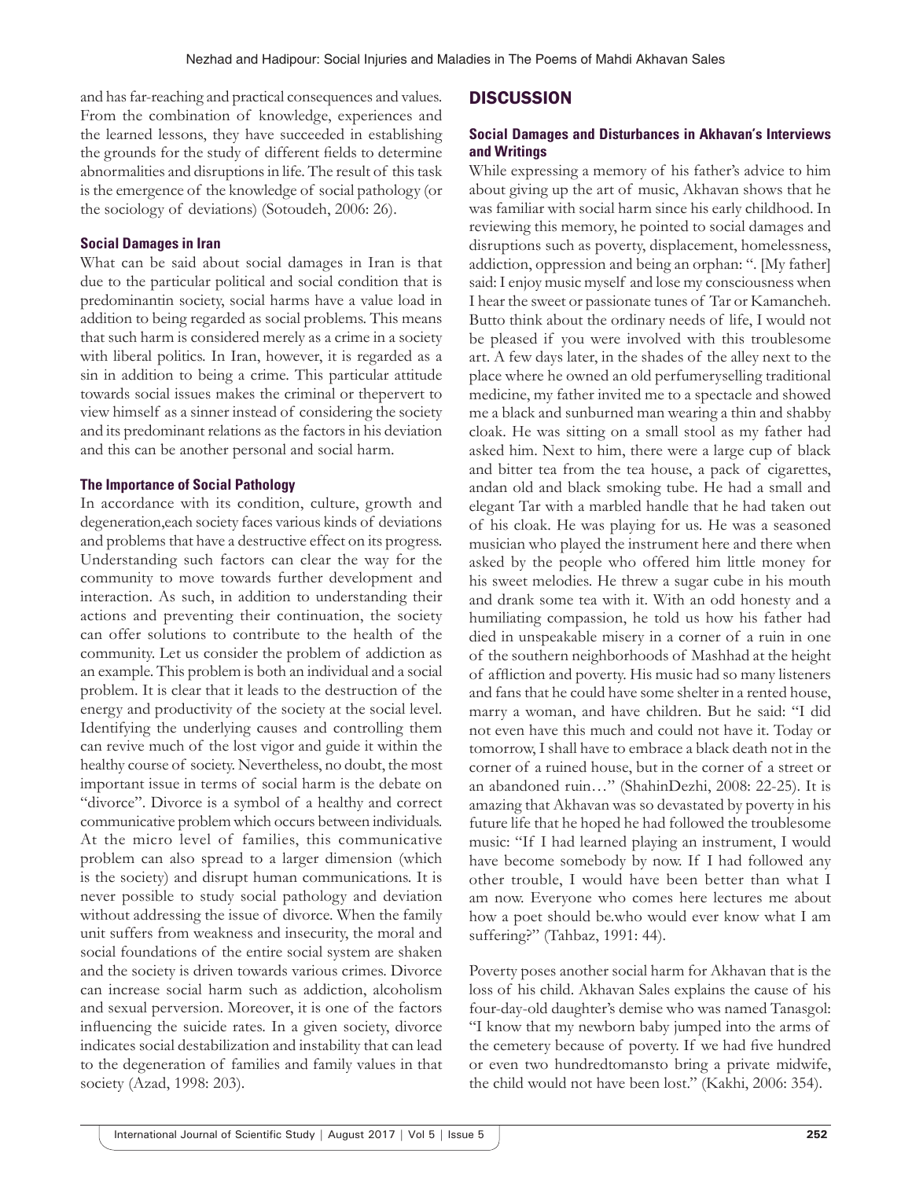and has far-reaching and practical consequences and values. From the combination of knowledge, experiences and the learned lessons, they have succeeded in establishing the grounds for the study of different fields to determine abnormalities and disruptions in life. The result of this task is the emergence of the knowledge of social pathology (or the sociology of deviations) (Sotoudeh, 2006: 26).

### Social Damages in Iran

What can be said about social damages in Iran is that due to the particular political and social condition that is predominantin society, social harms have a value load in addition to being regarded as social problems. This means that such harm is considered merely as a crime in a society with liberal politics. In Iran, however, it is regarded as a sin in addition to being a crime. This particular attitude towards social issues makes the criminal or thepervert to view himself as a sinner instead of considering the society and its predominant relations as the factors in his deviation and this can be another personal and social harm.

### The Importance of Social Pathology

In accordance with its condition, culture, growth and degeneration,each society faces various kinds of deviations and problems that have a destructive effect on its progress. Understanding such factors can clear the way for the community to move towards further development and interaction. As such, in addition to understanding their actions and preventing their continuation, the society can offer solutions to contribute to the health of the community. Let us consider the problem of addiction as an example. This problem is both an individual and a social problem. It is clear that it leads to the destruction of the energy and productivity of the society at the social level. Identifying the underlying causes and controlling them can revive much of the lost vigor and guide it within the healthy course of society. Nevertheless, no doubt, the most important issue in terms of social harm is the debate on "divorce". Divorce is a symbol of a healthy and correct communicative problem which occurs between individuals. At the micro level of families, this communicative problem can also spread to a larger dimension (which is the society) and disrupt human communications. It is never possible to study social pathology and deviation without addressing the issue of divorce. When the family unit suffers from weakness and insecurity, the moral and social foundations of the entire social system are shaken and the society is driven towards various crimes. Divorce can increase social harm such as addiction, alcoholism and sexual perversion. Moreover, it is one of the factors influencing the suicide rates. In a given society, divorce indicates social destabilization and instability that can lead to the degeneration of families and family values in that society (Azad, 1998: 203).

## DISCUSSION

### Social Damages and Disturbances in Akhavan's Interviews and Writings

While expressing a memory of his father's advice to him about giving up the art of music, Akhavan shows that he was familiar with social harm since his early childhood. In reviewing this memory, he pointed to social damages and disruptions such as poverty, displacement, homelessness, addiction, oppression and being an orphan: ". [My father] said: I enjoy music myself and lose my consciousness when I hear the sweet or passionate tunes of Tar or Kamancheh. Butto think about the ordinary needs of life, I would not be pleased if you were involved with this troublesome art. A few days later, in the shades of the alley next to the place where he owned an old perfumeryselling traditional medicine, my father invited me to a spectacle and showed me a black and sunburned man wearing a thin and shabby cloak. He was sitting on a small stool as my father had asked him. Next to him, there were a large cup of black and bitter tea from the tea house, a pack of cigarettes, andan old and black smoking tube. He had a small and elegant Tar with a marbled handle that he had taken out of his cloak. He was playing for us. He was a seasoned musician who played the instrument here and there when asked by the people who offered him little money for his sweet melodies. He threw a sugar cube in his mouth and drank some tea with it. With an odd honesty and a humiliating compassion, he told us how his father had died in unspeakable misery in a corner of a ruin in one of the southern neighborhoods of Mashhad at the height of affliction and poverty. His music had so many listeners and fans that he could have some shelter in a rented house, marry a woman, and have children. But he said: "I did not even have this much and could not have it. Today or tomorrow, I shall have to embrace a black death not in the corner of a ruined house, but in the corner of a street or an abandoned ruin…" (ShahinDezhi, 2008: 22-25). It is amazing that Akhavan was so devastated by poverty in his future life that he hoped he had followed the troublesome music: "If I had learned playing an instrument, I would have become somebody by now. If I had followed any other trouble, I would have been better than what I am now. Everyone who comes here lectures me about how a poet should be.who would ever know what I am suffering?" (Tahbaz, 1991: 44).

Poverty poses another social harm for Akhavan that is the loss of his child. Akhavan Sales explains the cause of his four-day-old daughter's demise who was named Tanasgol: "I know that my newborn baby jumped into the arms of the cemetery because of poverty. If we had five hundred or even two hundredtomansto bring a private midwife, the child would not have been lost." (Kakhi, 2006: 354).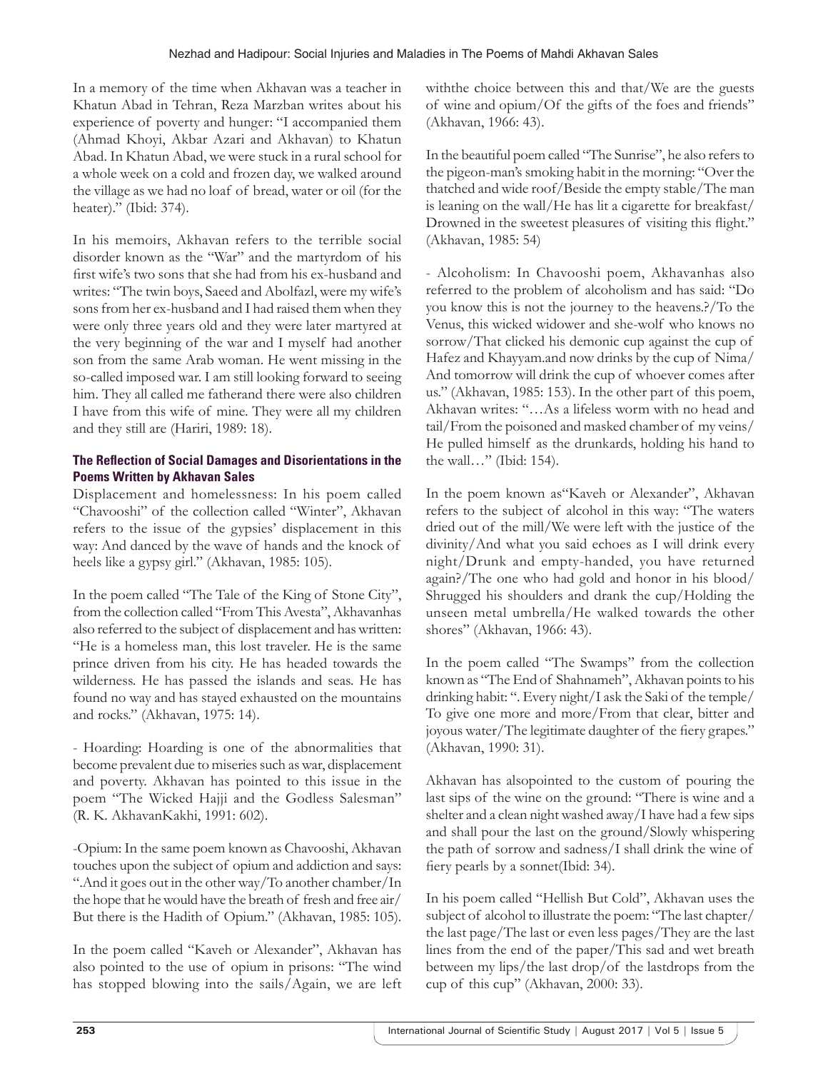In a memory of the time when Akhavan was a teacher in Khatun Abad in Tehran, Reza Marzban writes about his experience of poverty and hunger: "I accompanied them (Ahmad Khoyi, Akbar Azari and Akhavan) to Khatun Abad. In Khatun Abad, we were stuck in a rural school for a whole week on a cold and frozen day, we walked around the village as we had no loaf of bread, water or oil (for the heater)." (Ibid: 374).

In his memoirs, Akhavan refers to the terrible social disorder known as the "War" and the martyrdom of his first wife's two sons that she had from his ex-husband and writes: "The twin boys, Saeed and Abolfazl, were my wife's sons from her ex-husband and I had raised them when they were only three years old and they were later martyred at the very beginning of the war and I myself had another son from the same Arab woman. He went missing in the so-called imposed war. I am still looking forward to seeing him. They all called me fatherand there were also children I have from this wife of mine. They were all my children and they still are (Hariri, 1989: 18).

### The Reflection of Social Damages and Disorientations in the Poems Written by Akhavan Sales

Displacement and homelessness: In his poem called "Chavooshi" of the collection called "Winter", Akhavan refers to the issue of the gypsies' displacement in this way: And danced by the wave of hands and the knock of heels like a gypsy girl." (Akhavan, 1985: 105).

In the poem called "The Tale of the King of Stone City", from the collection called "From This Avesta", Akhavanhas also referred to the subject of displacement and has written: "He is a homeless man, this lost traveler. He is the same prince driven from his city. He has headed towards the wilderness. He has passed the islands and seas. He has found no way and has stayed exhausted on the mountains and rocks." (Akhavan, 1975: 14).

- Hoarding: Hoarding is one of the abnormalities that become prevalent due to miseries such as war, displacement and poverty. Akhavan has pointed to this issue in the poem "The Wicked Hajji and the Godless Salesman" (R. K. AkhavanKakhi, 1991: 602).

-Opium: In the same poem known as Chavooshi, Akhavan touches upon the subject of opium and addiction and says: ".And it goes out in the other way/To another chamber/In the hope that he would have the breath of fresh and free air/ But there is the Hadith of Opium." (Akhavan, 1985: 105).

In the poem called "Kaveh or Alexander", Akhavan has also pointed to the use of opium in prisons: "The wind has stopped blowing into the sails/Again, we are left withthe choice between this and that/We are the guests of wine and opium/Of the gifts of the foes and friends" (Akhavan, 1966: 43).

In the beautiful poem called "The Sunrise", he also refers to the pigeon-man's smoking habit in the morning: "Over the thatched and wide roof/Beside the empty stable/The man is leaning on the wall/He has lit a cigarette for breakfast/ Drowned in the sweetest pleasures of visiting this flight." (Akhavan, 1985: 54)

- Alcoholism: In Chavooshi poem, Akhavanhas also referred to the problem of alcoholism and has said: "Do you know this is not the journey to the heavens.?/To the Venus, this wicked widower and she-wolf who knows no sorrow/That clicked his demonic cup against the cup of Hafez and Khayyam.and now drinks by the cup of Nima/ And tomorrow will drink the cup of whoever comes after us." (Akhavan, 1985: 153). In the other part of this poem, Akhavan writes: "…As a lifeless worm with no head and tail/From the poisoned and masked chamber of my veins/ He pulled himself as the drunkards, holding his hand to the wall…" (Ibid: 154).

In the poem known as"Kaveh or Alexander", Akhavan refers to the subject of alcohol in this way: "The waters dried out of the mill/We were left with the justice of the divinity/And what you said echoes as I will drink every night/Drunk and empty-handed, you have returned again?/The one who had gold and honor in his blood/ Shrugged his shoulders and drank the cup/Holding the unseen metal umbrella/He walked towards the other shores" (Akhavan, 1966: 43).

In the poem called "The Swamps" from the collection known as "The End of Shahnameh", Akhavan points to his drinking habit: ". Every night/I ask the Saki of the temple/ To give one more and more/From that clear, bitter and joyous water/The legitimate daughter of the fiery grapes." (Akhavan, 1990: 31).

Akhavan has alsopointed to the custom of pouring the last sips of the wine on the ground: "There is wine and a shelter and a clean night washed away/I have had a few sips and shall pour the last on the ground/Slowly whispering the path of sorrow and sadness/I shall drink the wine of fiery pearls by a sonnet(Ibid: 34).

In his poem called "Hellish But Cold", Akhavan uses the subject of alcohol to illustrate the poem: "The last chapter/ the last page/The last or even less pages/They are the last lines from the end of the paper/This sad and wet breath between my lips/the last drop/of the lastdrops from the cup of this cup" (Akhavan, 2000: 33).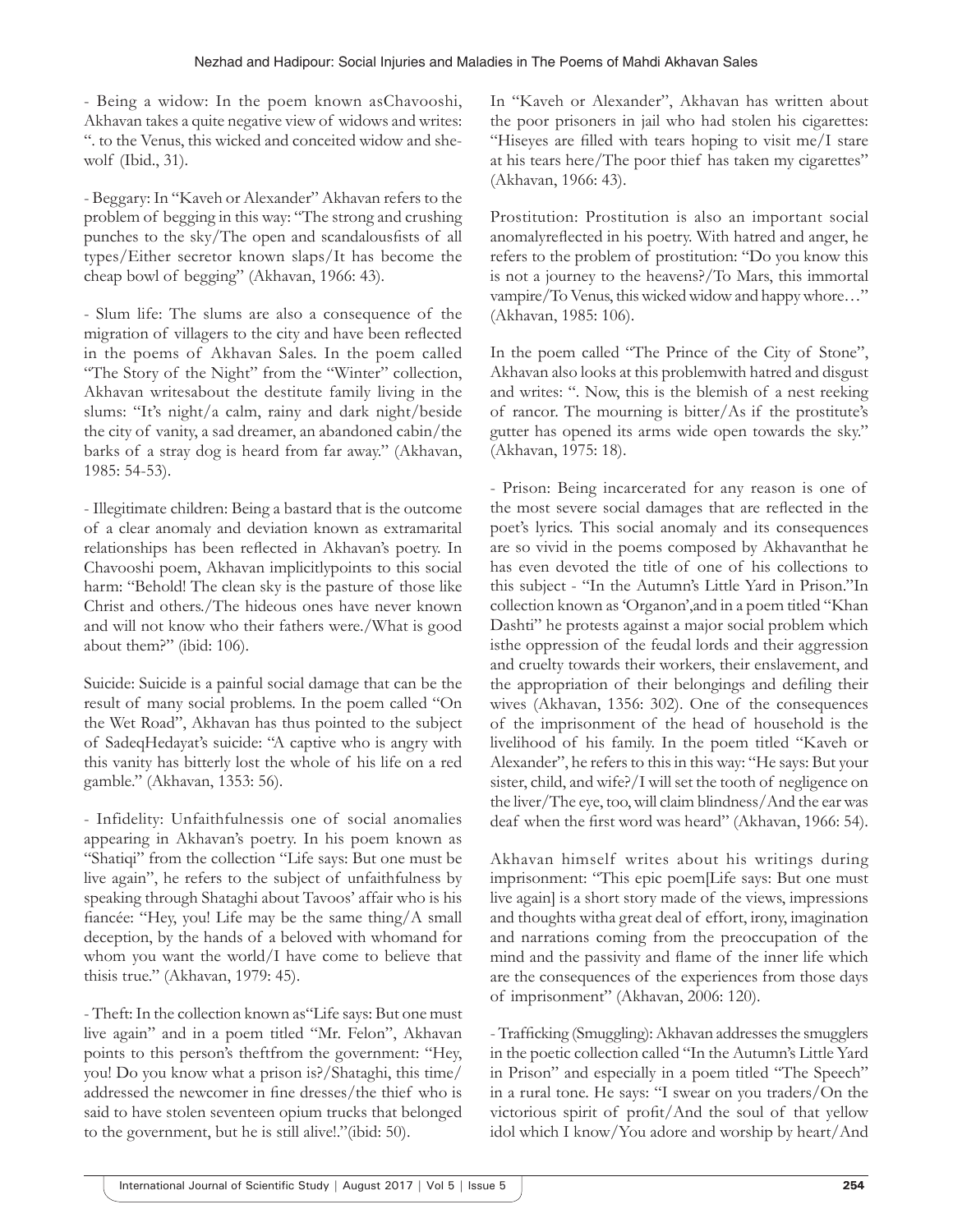- Being a widow: In the poem known asChavooshi, Akhavan takes a quite negative view of widows and writes: ". to the Venus, this wicked and conceited widow and she-wolf (Ibid., 31).

- Beggary: In "Kaveh or Alexander" Akhavan refers to the problem of begging in this way: "The strong and crushing punches to the sky/The open and scandalousfists of all types/Either secretor known slaps/It has become the cheap bowl of begging" (Akhavan, 1966: 43).

- Slum life: The slums are also a consequence of the migration of villagers to the city and have been reflected in the poems of Akhavan Sales. In the poem called "The Story of the Night" from the "Winter" collection, Akhavan writesabout the destitute family living in the slums: "It's night/a calm, rainy and dark night/beside the city of vanity, a sad dreamer, an abandoned cabin/the barks of a stray dog is heard from far away." (Akhavan, 1985: 54-53).

- Illegitimate children: Being a bastard that is the outcome of a clear anomaly and deviation known as extramarital relationships has been reflected in Akhavan's poetry. In Chavooshi poem, Akhavan implicitlypoints to this social harm: "Behold! The clean sky is the pasture of those like Christ and others./The hideous ones have never known and will not know who their fathers were./What is good about them?" (ibid: 106).

Suicide: Suicide is a painful social damage that can be the result of many social problems. In the poem called "On the Wet Road", Akhavan has thus pointed to the subject of SadeqHedayat's suicide: "A captive who is angry with this vanity has bitterly lost the whole of his life on a red gamble." (Akhavan, 1353: 56).

- Infidelity: Unfaithfulnessis one of social anomalies appearing in Akhavan's poetry. In his poem known as "Shatiqi" from the collection "Life says: But one must be live again", he refers to the subject of unfaithfulness by speaking through Shataghi about Tavoos' affair who is his fiancée: "Hey, you! Life may be the same thing/A small deception, by the hands of a beloved with whomand for whom you want the world/I have come to believe that thisis true." (Akhavan, 1979: 45).

- Theft: In the collection known as"Life says: But one must live again" and in a poem titled "Mr. Felon", Akhavan points to this person's theftfrom the government: "Hey, you! Do you know what a prison is?/Shataghi, this time/addressed the newcomer in fine dresses/the thief who is said to have stolen seventeen opium trucks that belonged to the government, but he is still alive!."(ibid: 50).

In "Kaveh or Alexander", Akhavan has written about the poor prisoners in jail who had stolen his cigarettes: "Hiseyes are filled with tears hoping to visit me/I stare at his tears here/The poor thief has taken my cigarettes" (Akhavan, 1966: 43).

Prostitution: Prostitution is also an important social anomalyreflected in his poetry. With hatred and anger, he refers to the problem of prostitution: "Do you know this is not a journey to the heavens?/To Mars, this immortal vampire/To Venus, this wicked widow and happy whore…" (Akhavan, 1985: 106).

In the poem titled "The Prince of the City of Stone", Akhavan also looks at this problemwith hatred and disgust and writes: ". Now, this is the blemish of a nest reeking of rancor. The mourning is bitter/As if the prostitute's gutter has opened its arms wide open towards the sky." (Akhavan, 1975: 18).

- Prison: Being incarcerated for any reason is one of the most severe social damages that are reflected in the poet's lyrics. This social anomaly and its consequences are so vivid in the poems composed by Akhavanthat he has even devoted the title of one of his collections to this subject - "In the Autumn's Little Yard in Prison."In collection known as 'Organon',and in a poem titled "Khan Dashti" he protests against a major social problem which isthe oppression of the feudal lords and their aggression and cruelty towards their workers, their enslavement, and the appropriation of their belongings and defiling their wives (Akhavan, 1356: 302). One of the consequences of the imprisonment of the head of household is the livelihood of his family. In the poem titled "Kaveh or Alexander", he refers to this in this way: "He says: But your sister, child, and wife?/I will set the tooth of negligence on the liver/The eye, too, will claim blindness/And the ear was deaf when the first word was heard" (Akhavan, 1966: 54).

Akhavan himself writes about his writings during imprisonment: "This epic poem[Life says: But one must live again] is a short story made of the views, impressions and thoughts witha great deal of effort, irony, imagination and narrations coming from the preoccupation of the mind and the passivity and flame of the inner life which are the consequences of the experiences from those days of imprisonment" (Akhavan, 2006: 120).

- Trafficking (Smuggling): Akhavan addresses the smugglers in the poetic collection called "In the Autumn's Little Yard in Prison" and especially in a poem titled "The Speech" in a rural tone. He says: "I swear on you traders/On the victorious spirit of profit/And the soul of that yellow idol which I know/You adore and worship by heart/And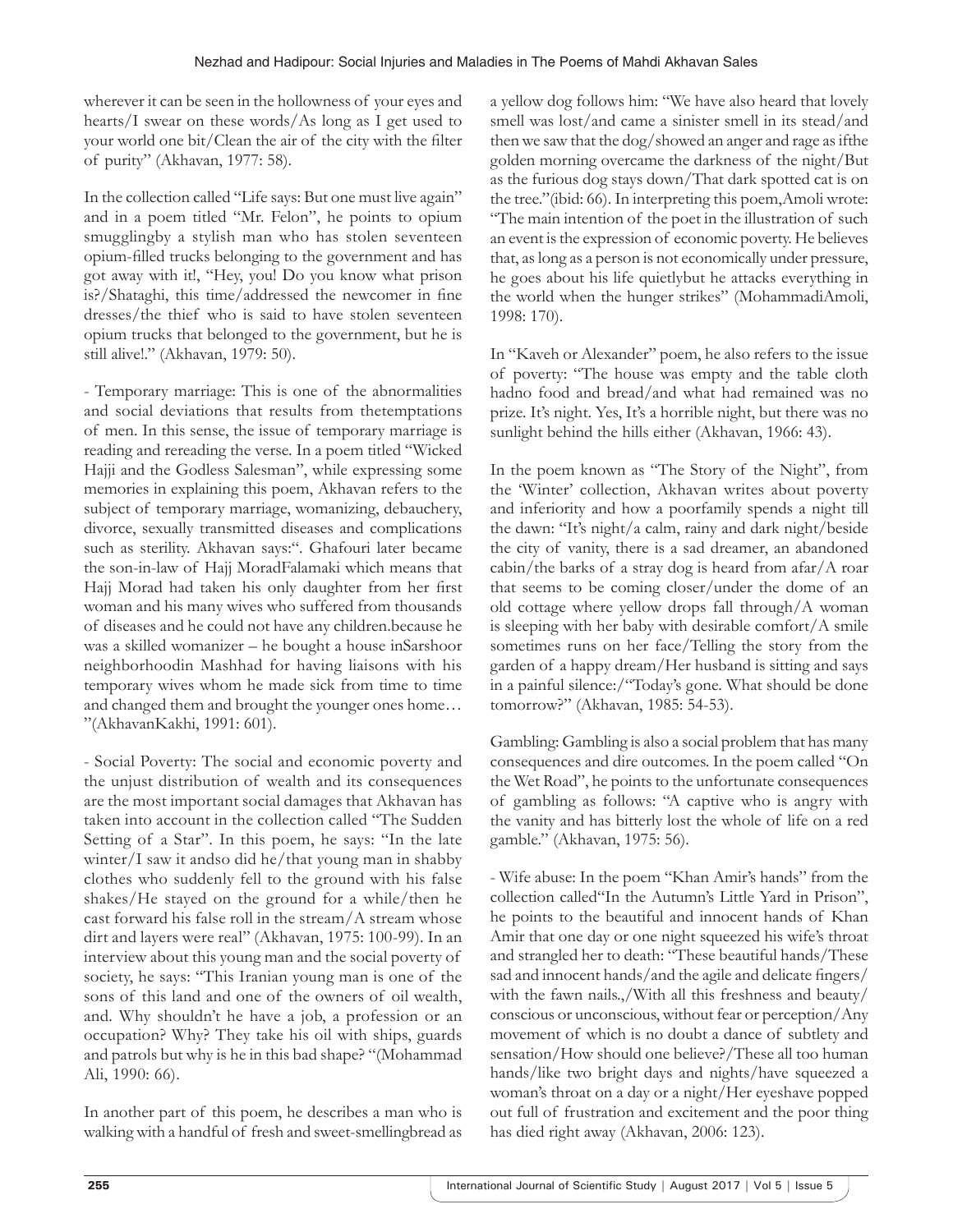wherever it can be seen in the hollowness of your eyes and hearts/I swear on these words/As long as I get used to your world one bit/Clean the air of the city with the filter of purity" (Akhavan, 1977: 58).

In the collection called "Life says: But one must live again" and in a poem titled "Mr. Felon", he points to opium smugglingby a stylish man who has stolen seventeen opium-filled trucks belonging to the government and has got away with it!, "Hey, you! Do you know what prison is?/Shataghi, this time/addressed the newcomer in fine dresses/the thief who is said to have stolen seventeen opium trucks that belonged to the government, but he is still alive!." (Akhavan, 1979: 50).

- Temporary marriage: This is one of the abnormalities and social deviations that results from thetemptations of men. In this sense, the issue of temporary marriage is reading and rereading the verse. In a poem titled "Wicked Hajji and the Godless Salesman", while expressing some memories in explaining this poem, Akhavan refers to the subject of temporary marriage, womanizing, debauchery, divorce, sexually transmitted diseases and complications such as sterility. Akhavan says:". Ghafouri later became the son-in-law of Hajj MoradFalamaki which means that Hajj Morad had taken his only daughter from her first woman and his many wives who suffered from thousands of diseases and he could not have any children.because he was a skilled womanizer – he bought a house inSarshoor neighborhoodin Mashhad for having liaisons with his temporary wives whom he made sick from time to time and changed them and brought the younger ones home… "(AkhavanKakhi, 1991: 601).

- Social Poverty: The social and economic poverty and the unjust distribution of wealth and its consequences are the most important social damages that Akhavan has taken into account in the collection called "The Sudden Setting of a Star". In this poem, he says: "In the late winter/I saw it andso did he/that young man in shabby clothes who suddenly fell to the ground with his false shakes/He stayed on the ground for a while/then he cast forward his false roll in the stream/A stream whose dirt and layers were real" (Akhavan, 1975: 100-99). In an interview about this young man and the social poverty of society, he says: "This Iranian young man is one of the sons of this land and one of the owners of oil wealth, and. Why shouldn't he have a job, a profession or an occupation? Why? They take his oil with ships, guards and patrols but why is he in this bad shape? "(Mohammad Ali, 1990: 66).

In another part of this poem, he describes a man who is walking with a handful of fresh and sweet-smellingbread as a yellow dog follows him: "We have also heard that lovely smell was lost/and came a sinister smell in its stead/and then we saw that the dog/showed an anger and rage as ifthe golden morning overcame the darkness of the night/But as the furious dog stays down/That dark spotted cat is on the tree."(ibid: 66). In interpreting this poem,Amoli wrote: "The main intention of the poet in the illustration of such an event is the expression of economic poverty. He believes that, as long as a person is not economically under pressure, he goes about his life quietlybut he attacks everything in the world when the hunger strikes" (MohammadiAmoli, 1998: 170).

In "Kaveh or Alexander" poem, he also refers to the issue of poverty: "The house was empty and the table cloth hadno food and bread/and what had remained was no prize. It's night. Yes, It's a horrible night, but there was no sunlight behind the hills either (Akhavan, 1966: 43).

In the poem known as "The Story of the Night", from the 'Winter' collection, Akhavan writes about poverty and inferiority and how a poorfamily spends a night till the dawn: "It's night/a calm, rainy and dark night/beside the city of vanity, there is a sad dreamer, an abandoned cabin/the barks of a stray dog is heard from afar/A roar that seems to be coming closer/under the dome of an old cottage where yellow drops fall through/A woman is sleeping with her baby with desirable comfort/A smile sometimes runs on her face/Telling the story from the garden of a happy dream/Her husband is sitting and says in a painful silence:/"Today's gone. What should be done tomorrow?" (Akhavan, 1985: 54-53).

Gambling: Gambling is also a social problem that has many consequences and dire outcomes. In the poem called "On the Wet Road", he points to the unfortunate consequences of gambling as follows: "A captive who is angry with the vanity and has bitterly lost the whole of life on a red gamble." (Akhavan, 1975: 56).

- Wife abuse: In the poem "Khan Amir's hands" from the collection called"In the Autumn's Little Yard in Prison", he points to the beautiful and innocent hands of Khan Amir that one day or one night squeezed his wife's throat and strangled her to death: "These beautiful hands/These sad and innocent hands/and the agile and delicate fingers/with the fawn nails.,/With all this freshness and beauty/conscious or unconscious, without fear or perception/Any movement of which is no doubt a dance of subtlety and sensation/How should one believe?/These all too human hands/like two bright days and nights/have squeezed a woman's throat on a day or a night/Her eyeshave popped out full of frustration and excitement and the poor thing has died right away (Akhavan, 2006: 123).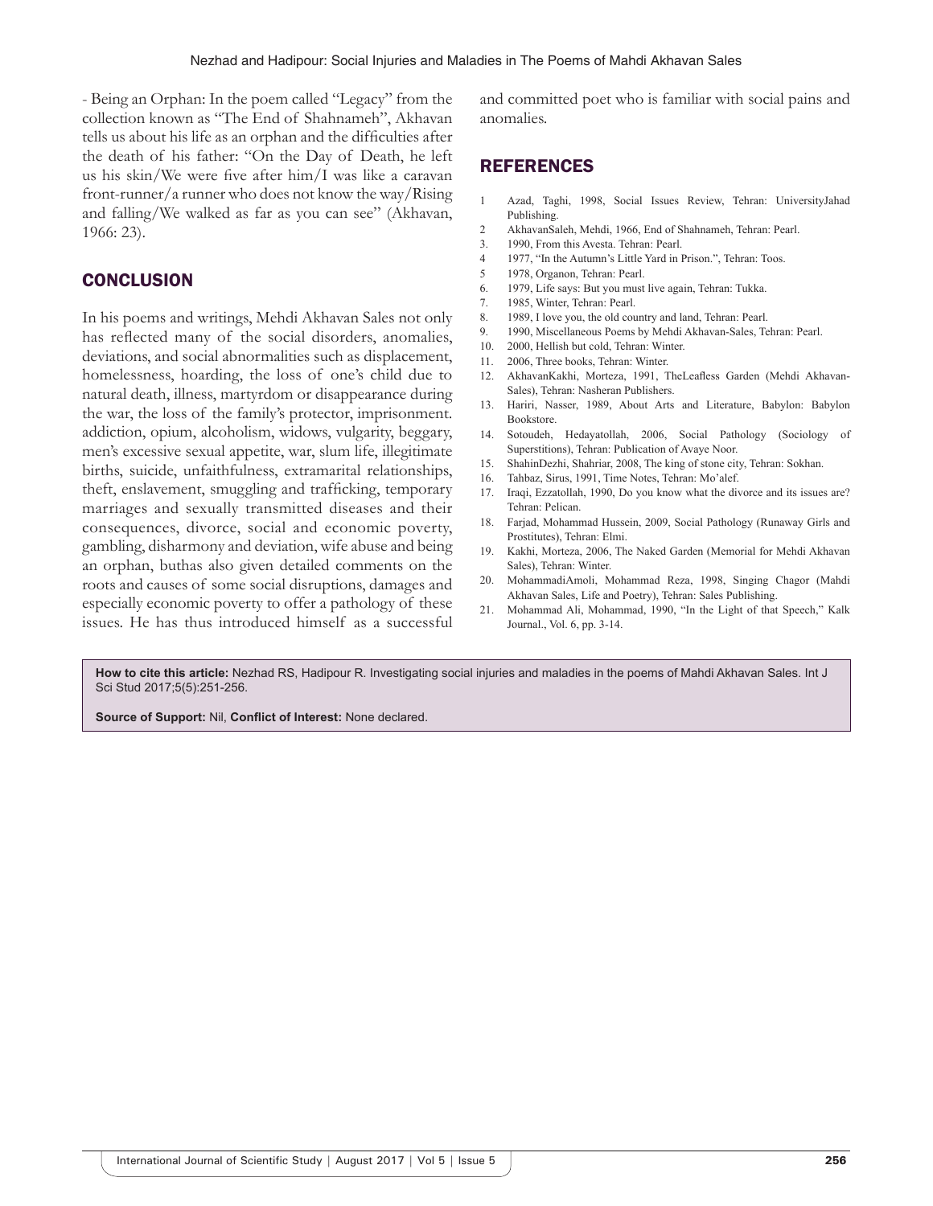- Being an Orphan: In the poem called "Legacy" from the collection known as "The End of Shahnameh", Akhavan tells us about his life as an orphan and the difficulties after the death of his father: "On the Day of Death, he left us his skin/We were five after him/I was like a caravan front-runner/a runner who does not know the way/Rising and falling/We walked as far as you can see" (Akhavan, 1966: 23).

## CONCLUSION

In his poems and writings, Mehdi Akhavan Sales not only has reflected many of the social disorders, anomalies, deviations, and social abnormalities such as displacement, homelessness, hoarding, the loss of one's child due to natural death, illness, martyrdom or disappearance during the war, the loss of the family's protector, imprisonment. addiction, opium, alcoholism, widows, vulgarity, beggary, men's excessive sexual appetite, war, slum life, illegitimate births, suicide, unfaithfulness, extramarital relationships, theft, enslavement, smuggling and trafficking, temporary marriages and sexually transmitted diseases and their consequences, divorce, social and economic poverty, gambling, disharmony and deviation, wife abuse and being an orphan, buthas also given detailed comments on the roots and causes of some social disruptions, damages and especially economic poverty to offer a pathology of these issues. He has thus introduced himself as a successful and committed poet who is familiar with social pains and anomalies.

## REFERENCES

1 Azad, Taghi, 1998, Social Issues Review, Tehran: UniversityJahad Publishing.
2 AkhavanSaleh, Mehdi, 1966, End of Shahnameh, Tehran: Pearl.
3. 1990, From this Avesta. Tehran: Pearl.
4 1977, "In the Autumn's Little Yard in Prison.", Tehran: Toos.
5 1978, Organon, Tehran: Pearl.
6. 1979, Life says: But you must live again, Tehran: Tukka.
7. 1985, Winter, Tehran: Pearl.
8. 1989, I love you, the old country and land, Tehran: Pearl.
9. 1990, Miscellaneous Poems by Mehdi Akhavan-Sales, Tehran: Pearl.
10. 2000, Hellish but cold, Tehran: Winter.
11. 2006, Three books, Tehran: Winter.
12. AkhavanKakhi, Morteza, 1991, TheLeafless Garden (Mehdi Akhavan-Sales), Tehran: Nasheran Publishers.
13. Hariri, Nasser, 1989, About Arts and Literature, Babylon: Babylon Bookstore.
14. Sotoudeh, Hedayatollah, 2006, Social Pathology (Sociology of Superstitions), Tehran: Publication of Avaye Noor.
15. ShahinDezhi, Shahriar, 2008, The king of stone city, Tehran: Sokhan.
16. Tahbaz, Sirus, 1991, Time Notes, Tehran: Mo'alef.
17. Iraqi, Ezzatollah, 1990, Do you know what the divorce and its issues are? Tehran: Pelican.
18. Farjad, Mohammad Hussein, 2009, Social Pathology (Runaway Girls and Prostitutes), Tehran: Elmi.
19. Kakhi, Morteza, 2006, The Naked Garden (Memorial for Mehdi Akhavan Sales), Tehran: Winter.
20. MohammadiAmoli, Mohammad Reza, 1998, Singing Chagor (Mahdi Akhavan Sales, Life and Poetry), Tehran: Sales Publishing.
21. Mohammad Ali, Mohammad, 1990, "In the Light of that Speech," Kalk Journal., Vol. 6, pp. 3-14.

**How to cite this article:** Nezhad RS, Hadipour R. Investigating social injuries and maladies in the poems of Mahdi Akhavan Sales. Int J Sci Stud 2017;5(5):251-256.

**Source of Support:** Nil, **Conflict of Interest:** None declared.